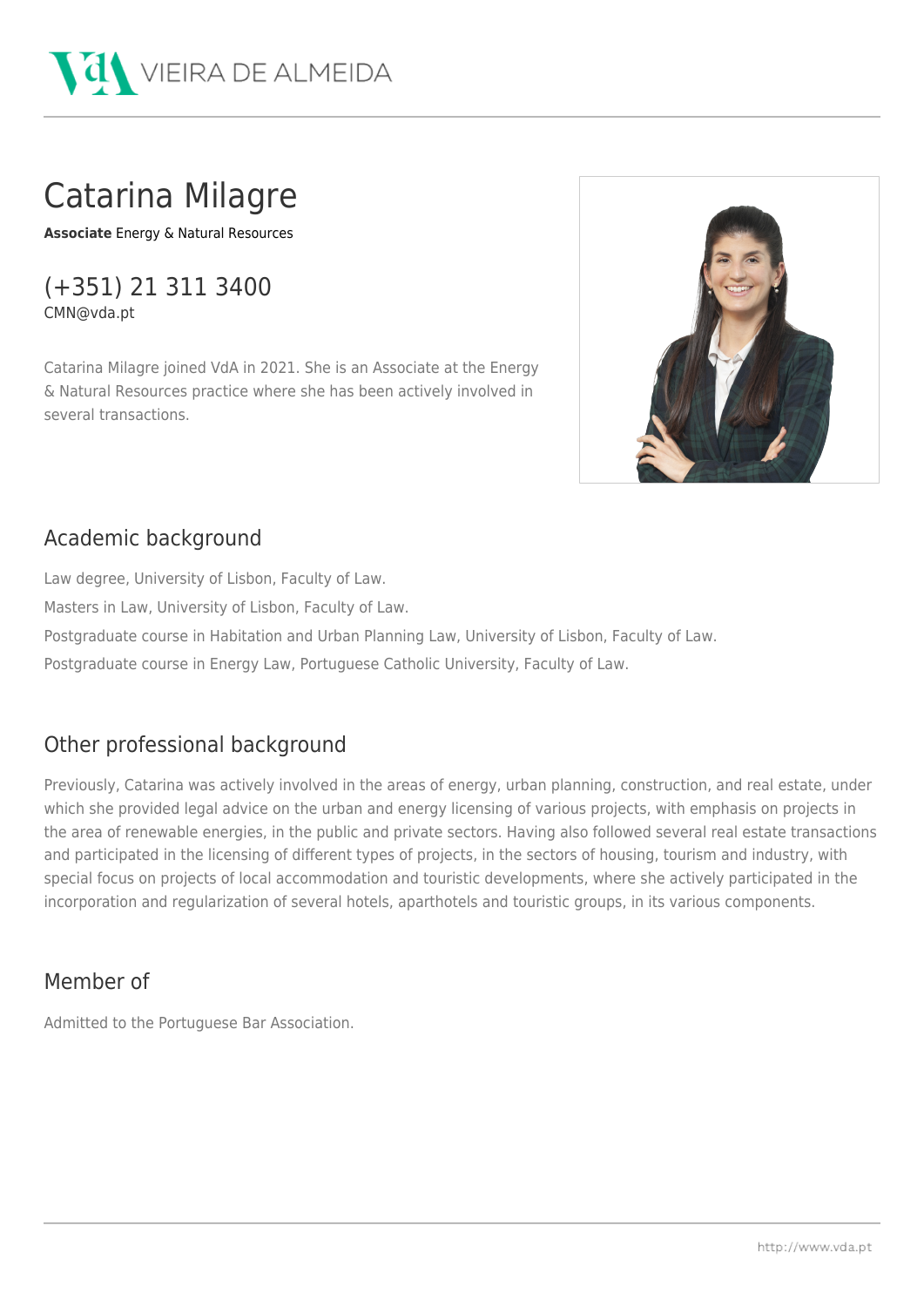# Catarina Milagre

**Associate** Energy & Natural Resources

(+351) 21 311 3400
CMN@vda.pt

Catarina Milagre joined VdA in 2021. She is an Associate at the Energy & Natural Resources practice where she has been actively involved in several transactions.

## Academic background

Law degree, University of Lisbon, Faculty of Law.

Masters in Law, University of Lisbon, Faculty of Law.

Postgraduate course in Habitation and Urban Planning Law, University of Lisbon, Faculty of Law.

Postgraduate course in Energy Law, Portuguese Catholic University, Faculty of Law.

## Other professional background

Previously, Catarina was actively involved in the areas of energy, urban planning, construction, and real estate, under which she provided legal advice on the urban and energy licensing of various projects, with emphasis on projects in the area of renewable energies, in the public and private sectors. Having also followed several real estate transactions and participated in the licensing of different types of projects, in the sectors of housing, tourism and industry, with special focus on projects of local accommodation and touristic developments, where she actively participated in the incorporation and regularization of several hotels, aparthotels and touristic groups, in its various components.

## Member of

Admitted to the Portuguese Bar Association.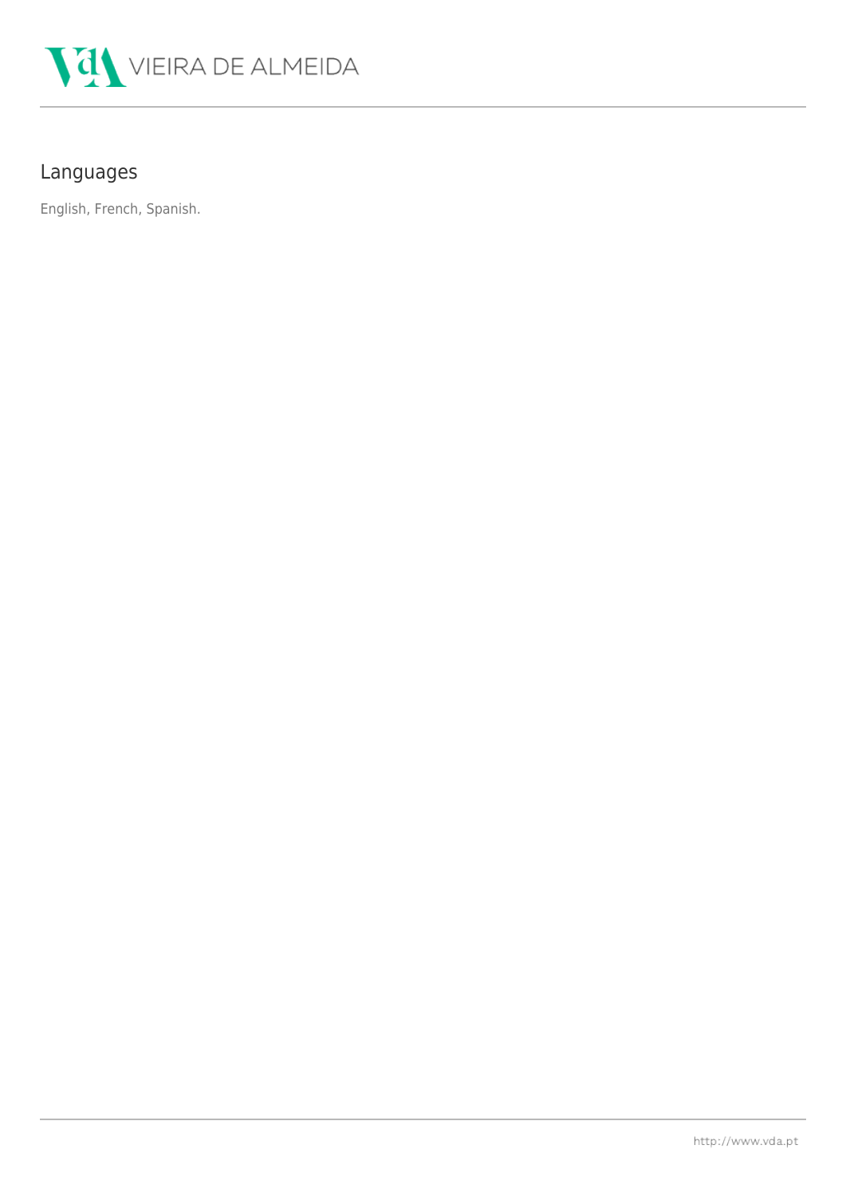## Languages

English, French, Spanish.